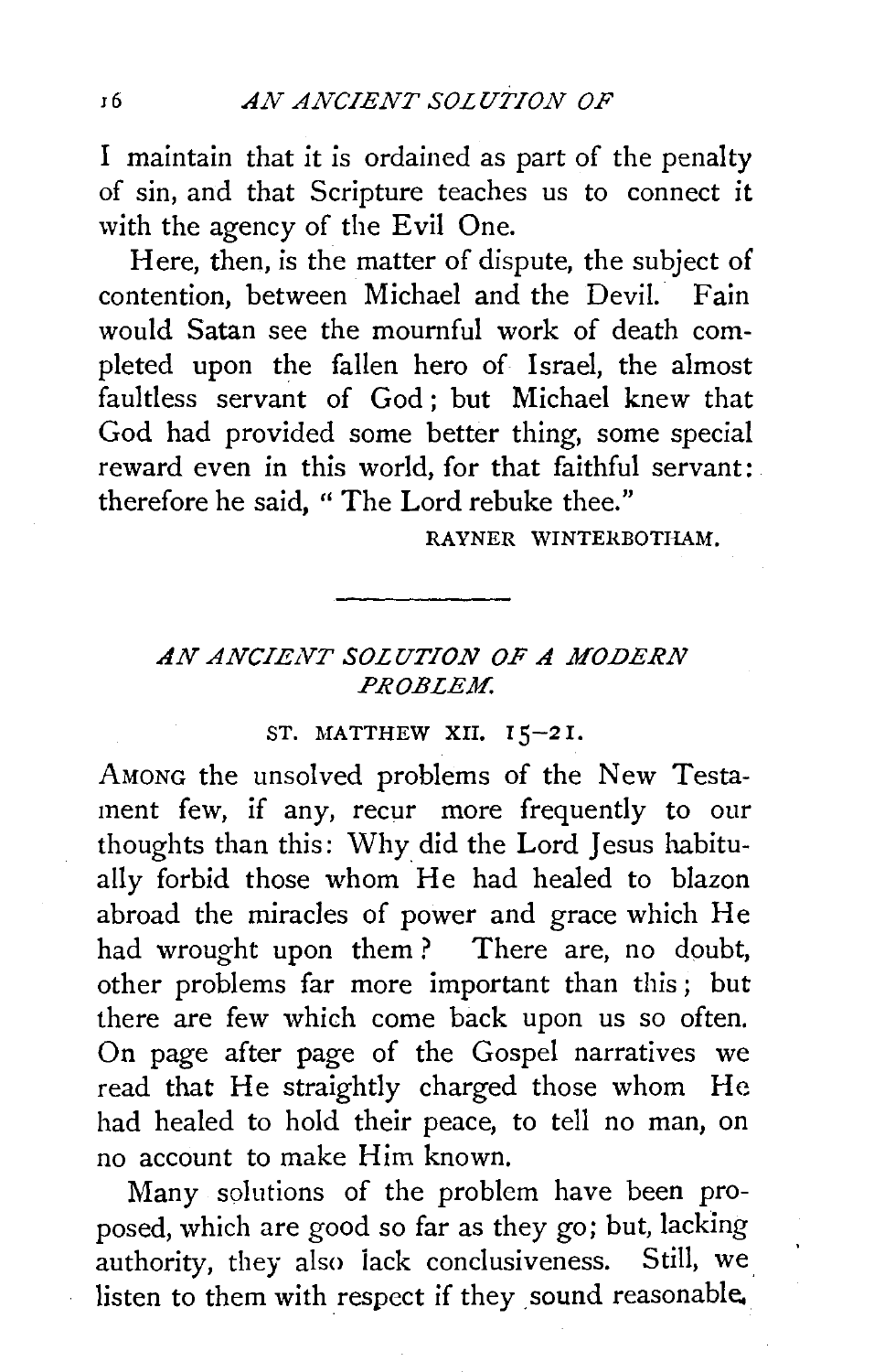I maintain that it is ordained as part of the penalty of sin, and that Scripture teaches us to connect it with the agency of the Evil One.

Here, then, is the matter of dispute, the subject of contention, between Michael and the Devil. Fain would Satan see the mournful work of death completed upon the fallen hero of Israel, the almost faultless servant of God; but Michael knew that God had provided some better thing, some special reward even in this world, for that faithful servant: therefore he said, "The Lord rebuke thee."

RAYNER WINTERBOTHAM.

---

## *AN ANCIENT SOLUTION OF A MODERN PROBLEM.*

ST. MATTHEW XII. 15–21.

AMONG the unsolved problems of the New Testament few, if any, recur more frequently to our thoughts than this: Why did the Lord Jesus habitually forbid those whom He had healed to blazon abroad the miracles of power and grace which He had wrought upon them? There are, no doubt, other problems far more important than this; but there are few which come back upon us so often. On page after page of the Gospel narratives we read that He straightly charged those whom He had healed to hold their peace, to tell no man, on no account to make Him known.

Many solutions of the problem have been proposed, which are good so far as they go; but, lacking authority, they also lack conclusiveness. Still, we listen to them with respect if they sound reasonable,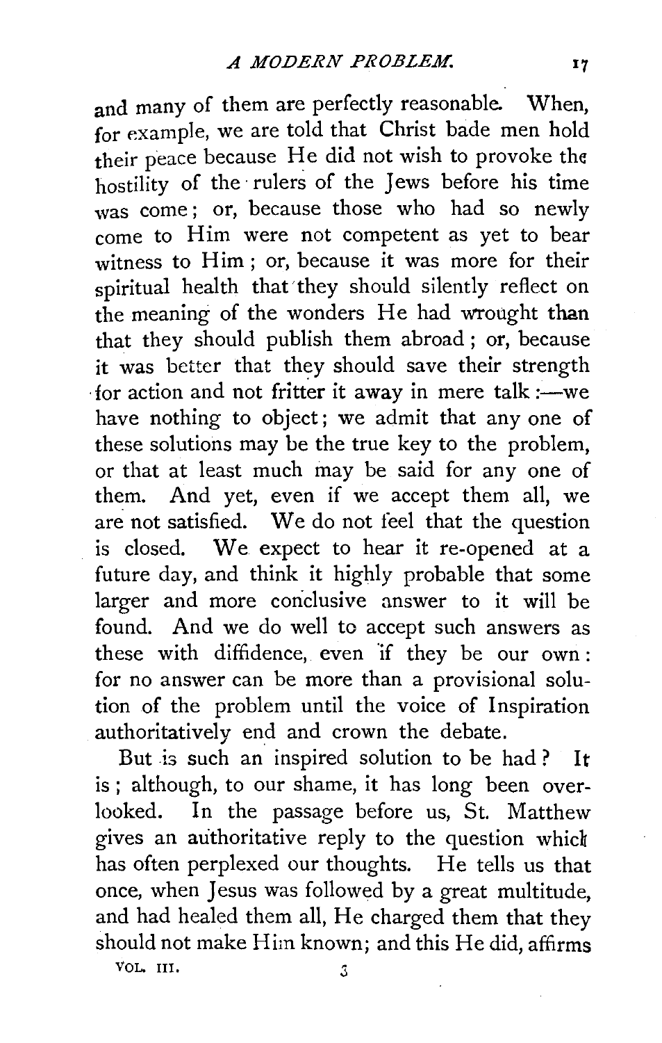and many of them are perfectly reasonable. When, for example, we are told that Christ bade men hold their peace because He did not wish to provoke the hostility of the rulers of the Jews before his time was come; or, because those who had so newly come to Him were not competent as yet to bear witness to Him; or, because it was more for their spiritual health that they should silently reflect on the meaning of the wonders He had wrought than that they should publish them abroad; or, because it was better that they should save their strength for action and not fritter it away in mere talk:—we have nothing to object; we admit that any one of these solutions may be the true key to the problem, or that at least much may be said for any one of them. And yet, even if we accept them all, we are not satisfied. We do not feel that the question is closed. We expect to hear it re-opened at a future day, and think it highly probable that some larger and more conclusive answer to it will be found. And we do well to accept such answers as these with diffidence, even if they be our own: for no answer can be more than a provisional solution of the problem until the voice of Inspiration authoritatively end and crown the debate.

But is such an inspired solution to be had? It is; although, to our shame, it has long been overlooked. In the passage before us, St. Matthew gives an authoritative reply to the question which has often perplexed our thoughts. He tells us that once, when Jesus was followed by a great multitude, and had healed them all, He charged them that they should not make Him known; and this He did, affirms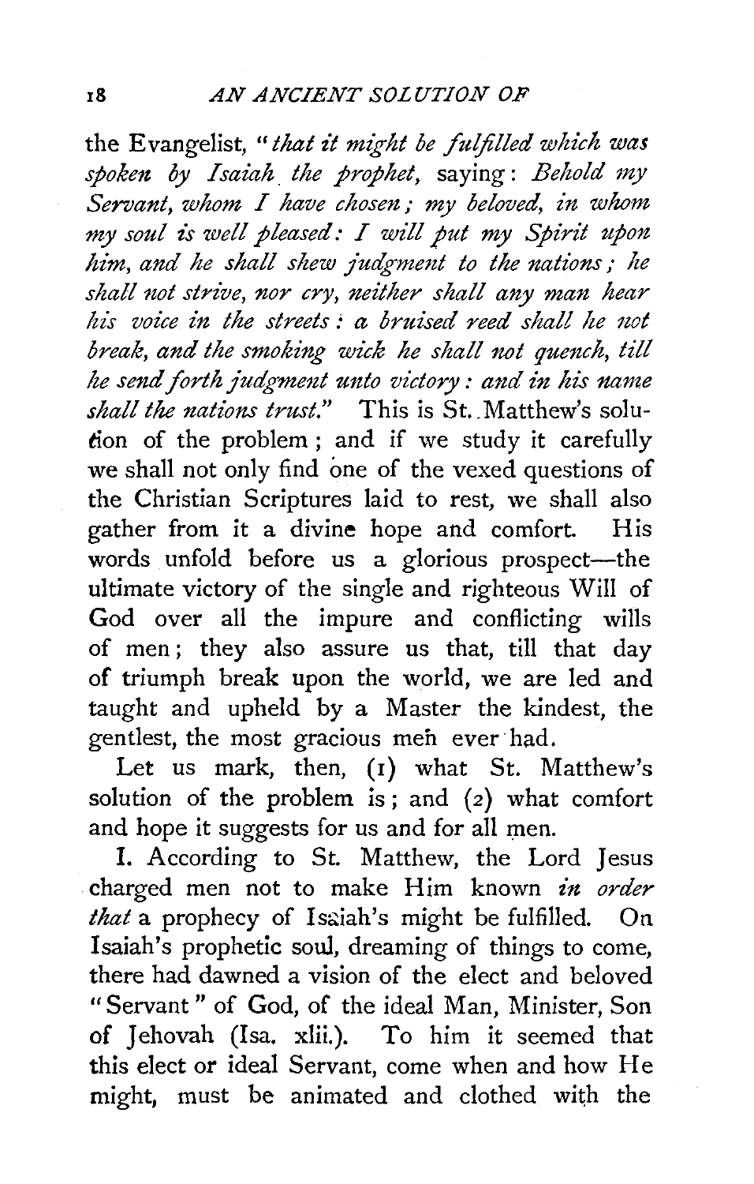the Evangelist, "*that it might be fulfilled which was spoken by Isaiah the prophet,* saying: *Behold my Servant, whom I have chosen; my beloved, in whom my soul is well pleased: I will put my Spirit upon him, and he shall shew judgment to the nations; he shall not strive, nor cry, neither shall any man hear his voice in the streets: a bruised reed shall he not break, and the smoking wick he shall not quench, till he send forth judgment unto victory: and in his name shall the nations trust.*" This is St. Matthew's solution of the problem; and if we study it carefully we shall not only find one of the vexed questions of the Christian Scriptures laid to rest, we shall also gather from it a divine hope and comfort. His words unfold before us a glorious prospect—the ultimate victory of the single and righteous Will of God over all the impure and conflicting wills of men; they also assure us that, till that day of triumph break upon the world, we are led and taught and upheld by a Master the kindest, the gentlest, the most gracious men ever had.

Let us mark, then, (1) what St. Matthew's solution of the problem is; and (2) what comfort and hope it suggests for us and for all men.

I. According to St. Matthew, the Lord Jesus charged men not to make Him known *in order that* a prophecy of Isaiah's might be fulfilled. On Isaiah's prophetic soul, dreaming of things to come, there had dawned a vision of the elect and beloved "Servant" of God, of the ideal Man, Minister, Son of Jehovah (Isa. xlii.). To him it seemed that this elect or ideal Servant, come when and how He might, must be animated and clothed with the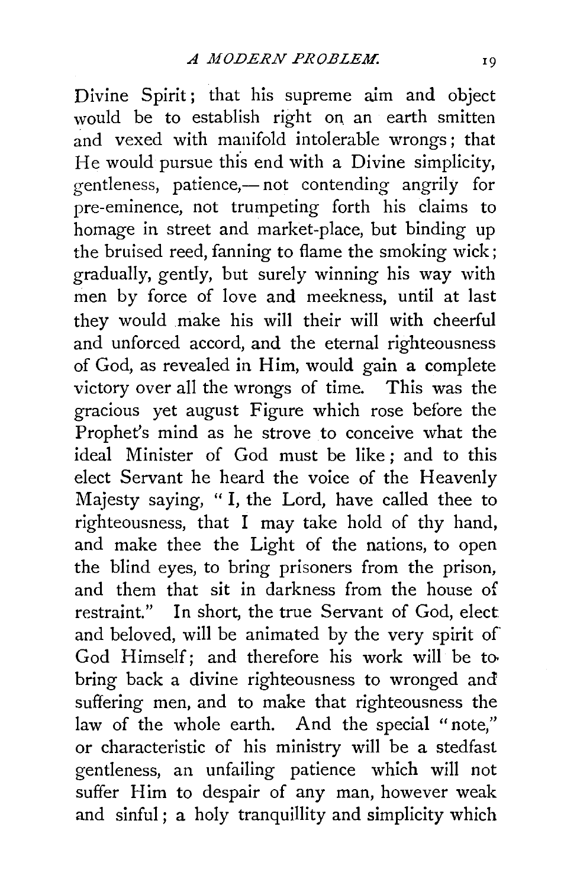Divine Spirit; that his supreme aim and object would be to establish right on an earth smitten and vexed with manifold intolerable wrongs; that He would pursue this end with a Divine simplicity, gentleness, patience,— not contending angrily for pre-eminence, not trumpeting forth his claims to homage in street and market-place, but binding up the bruised reed, fanning to flame the smoking wick; gradually, gently, but surely winning his way with men by force of love and meekness, until at last they would make his will their will with cheerful and unforced accord, and the eternal righteousness of God, as revealed in Him, would gain a complete victory over all the wrongs of time. This was the gracious yet august Figure which rose before the Prophet's mind as he strove to conceive what the ideal Minister of God must be like; and to this elect Servant he heard the voice of the Heavenly Majesty saying, "I, the Lord, have called thee to righteousness, that I may take hold of thy hand, and make thee the Light of the nations, to open the blind eyes, to bring prisoners from the prison, and them that sit in darkness from the house of restraint." In short, the true Servant of God, elect and beloved, will be animated by the very spirit of God Himself; and therefore his work will be to bring back a divine righteousness to wronged and suffering men, and to make that righteousness the law of the whole earth. And the special "note," or characteristic of his ministry will be a stedfast gentleness, an unfailing patience which will not suffer Him to despair of any man, however weak and sinful; a holy tranquillity and simplicity which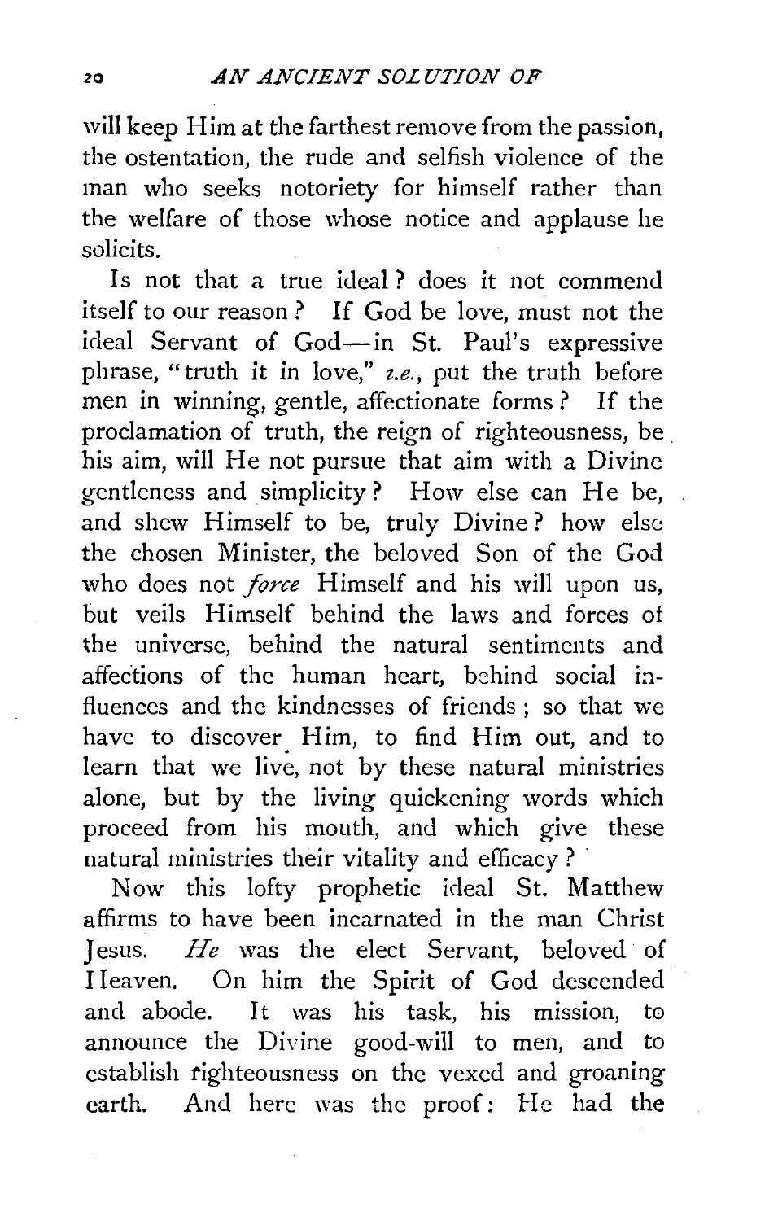will keep Him at the farthest remove from the passion, the ostentation, the rude and selfish violence of the man who seeks notoriety for himself rather than the welfare of those whose notice and applause he solicits.

Is not that a true ideal? does it not commend itself to our reason? If God be love, must not the ideal Servant of God—in St. Paul's expressive phrase, "truth it in love," *i.e.*, put the truth before men in winning, gentle, affectionate forms? If the proclamation of truth, the reign of righteousness, be his aim, will He not pursue that aim with a Divine gentleness and simplicity? How else can He be, and shew Himself to be, truly Divine? how else the chosen Minister, the beloved Son of the God who does not *force* Himself and his will upon us, but veils Himself behind the laws and forces of the universe, behind the natural sentiments and affections of the human heart, behind social influences and the kindnesses of friends; so that we have to discover Him, to find Him out, and to learn that we live, not by these natural ministries alone, but by the living quickening words which proceed from his mouth, and which give these natural ministries their vitality and efficacy?

Now this lofty prophetic ideal St. Matthew affirms to have been incarnated in the man Christ Jesus. *He* was the elect Servant, beloved of Heaven. On him the Spirit of God descended and abode. It was his task, his mission, to announce the Divine good-will to men, and to establish righteousness on the vexed and groaning earth. And here was the proof: He had the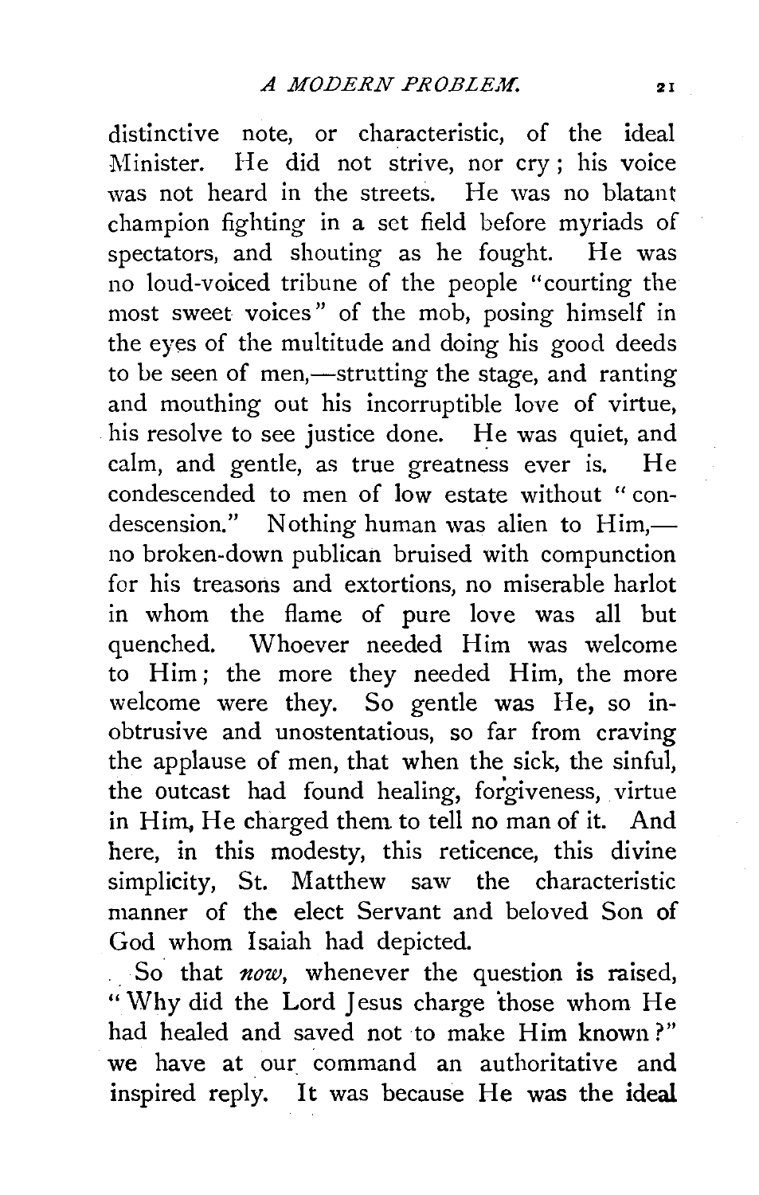distinctive note, or characteristic, of the ideal Minister. He did not strive, nor cry; his voice was not heard in the streets. He was no blatant champion fighting in a set field before myriads of spectators, and shouting as he fought. He was no loud-voiced tribune of the people "courting the most sweet voices" of the mob, posing himself in the eyes of the multitude and doing his good deeds to be seen of men,—strutting the stage, and ranting and mouthing out his incorruptible love of virtue, his resolve to see justice done. He was quiet, and calm, and gentle, as true greatness ever is. He condescended to men of low estate without "condescension." Nothing human was alien to Him,—no broken-down publican bruised with compunction for his treasons and extortions, no miserable harlot in whom the flame of pure love was all but quenched. Whoever needed Him was welcome to Him; the more they needed Him, the more welcome were they. So gentle was He, so inobtrusive and unostentatious, so far from craving the applause of men, that when the sick, the sinful, the outcast had found healing, forgiveness, virtue in Him, He charged them to tell no man of it. And here, in this modesty, this reticence, this divine simplicity, St. Matthew saw the characteristic manner of the elect Servant and beloved Son of God whom Isaiah had depicted.

So that *now*, whenever the question is raised, "Why did the Lord Jesus charge those whom He had healed and saved not to make Him known?" we have at our command an authoritative and inspired reply. It was because He was the ideal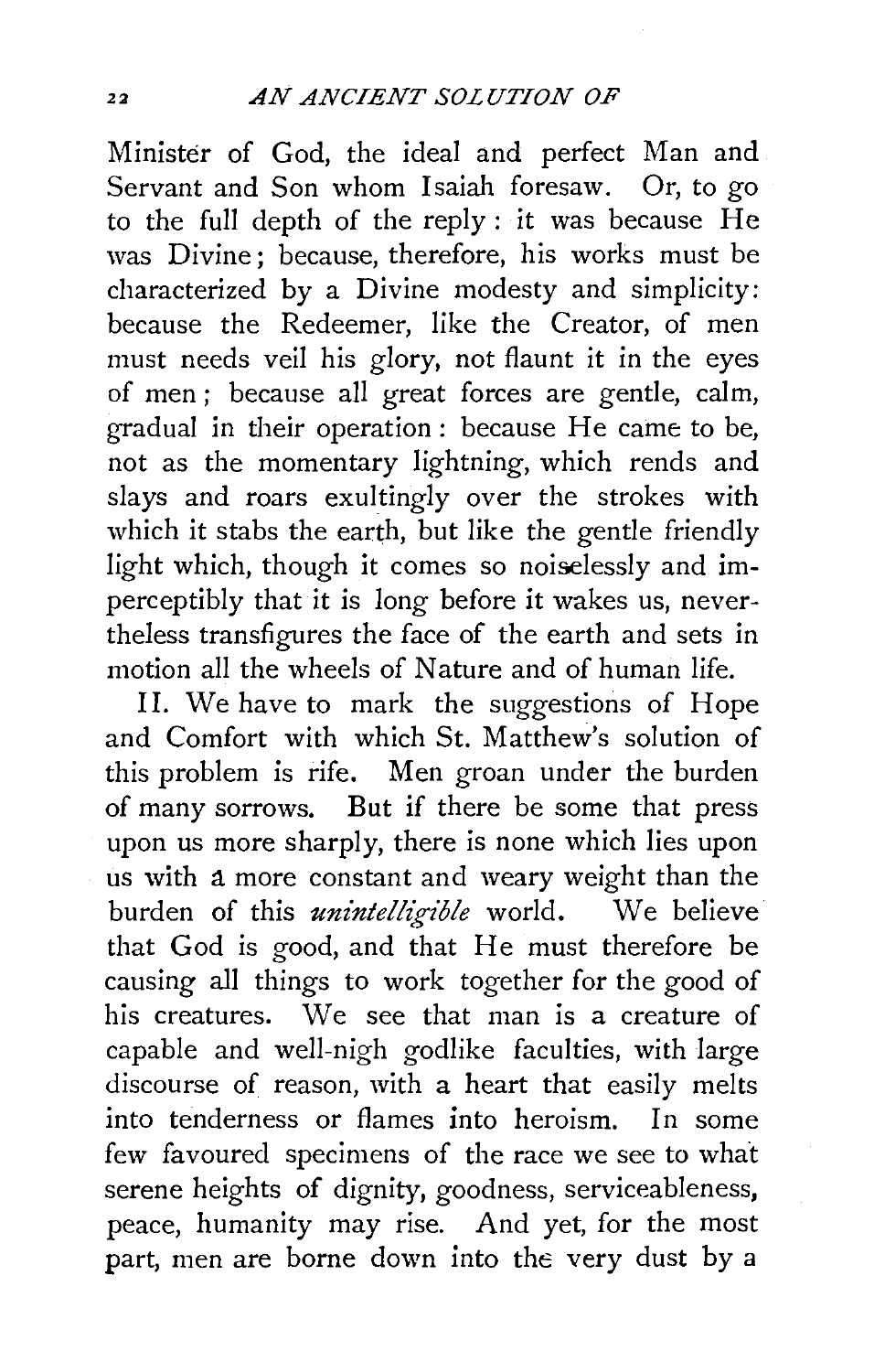Minister of God, the ideal and perfect Man and Servant and Son whom Isaiah foresaw. Or, to go to the full depth of the reply: it was because He was Divine; because, therefore, his works must be characterized by a Divine modesty and simplicity: because the Redeemer, like the Creator, of men must needs veil his glory, not flaunt it in the eyes of men; because all great forces are gentle, calm, gradual in their operation: because He came to be, not as the momentary lightning, which rends and slays and roars exultingly over the strokes with which it stabs the earth, but like the gentle friendly light which, though it comes so noiselessly and imperceptibly that it is long before it wakes us, nevertheless transfigures the face of the earth and sets in motion all the wheels of Nature and of human life.

II. We have to mark the suggestions of Hope and Comfort with which St. Matthew's solution of this problem is rife. Men groan under the burden of many sorrows. But if there be some that press upon us more sharply, there is none which lies upon us with a more constant and weary weight than the burden of this *unintelligible* world. We believe that God is good, and that He must therefore be causing all things to work together for the good of his creatures. We see that man is a creature of capable and well-nigh godlike faculties, with large discourse of reason, with a heart that easily melts into tenderness or flames into heroism. In some few favoured specimens of the race we see to what serene heights of dignity, goodness, serviceableness, peace, humanity may rise. And yet, for the most part, men are borne down into the very dust by a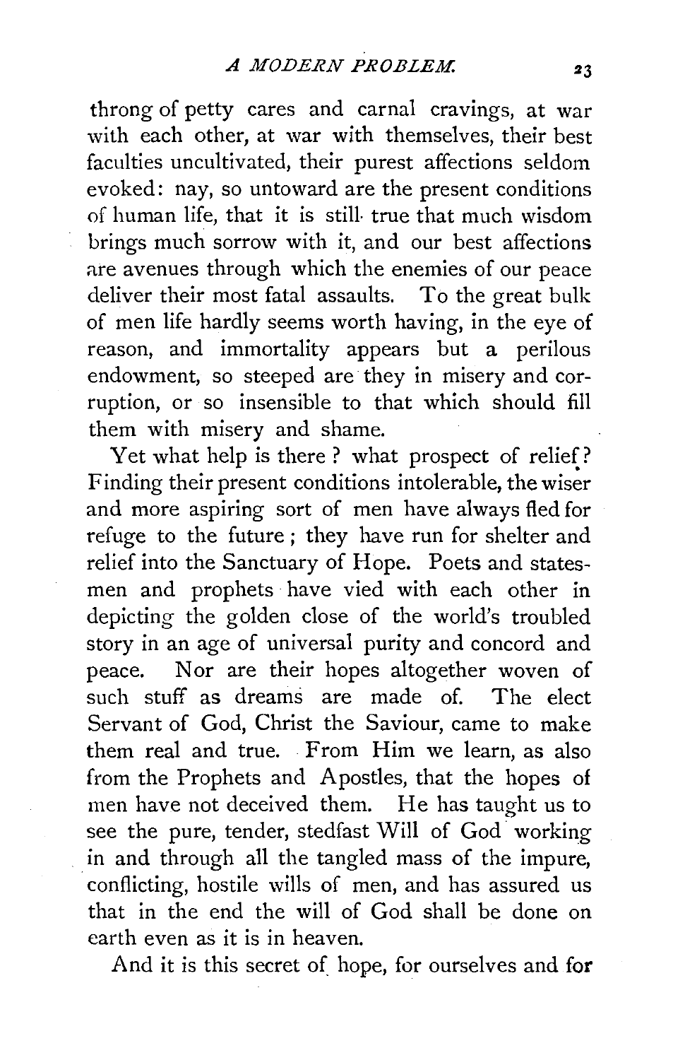throng of petty cares and carnal cravings, at war with each other, at war with themselves, their best faculties uncultivated, their purest affections seldom evoked: nay, so untoward are the present conditions of human life, that it is still true that much wisdom brings much sorrow with it, and our best affections are avenues through which the enemies of our peace deliver their most fatal assaults. To the great bulk of men life hardly seems worth having, in the eye of reason, and immortality appears but a perilous endowment, so steeped are they in misery and corruption, or so insensible to that which should fill them with misery and shame.

Yet what help is there? what prospect of relief? Finding their present conditions intolerable, the wiser and more aspiring sort of men have always fled for refuge to the future; they have run for shelter and relief into the Sanctuary of Hope. Poets and statesmen and prophets have vied with each other in depicting the golden close of the world's troubled story in an age of universal purity and concord and peace. Nor are their hopes altogether woven of such stuff as dreams are made of. The elect Servant of God, Christ the Saviour, came to make them real and true. From Him we learn, as also from the Prophets and Apostles, that the hopes of men have not deceived them. He has taught us to see the pure, tender, stedfast Will of God working in and through all the tangled mass of the impure, conflicting, hostile wills of men, and has assured us that in the end the will of God shall be done on earth even as it is in heaven.

And it is this secret of hope, for ourselves and for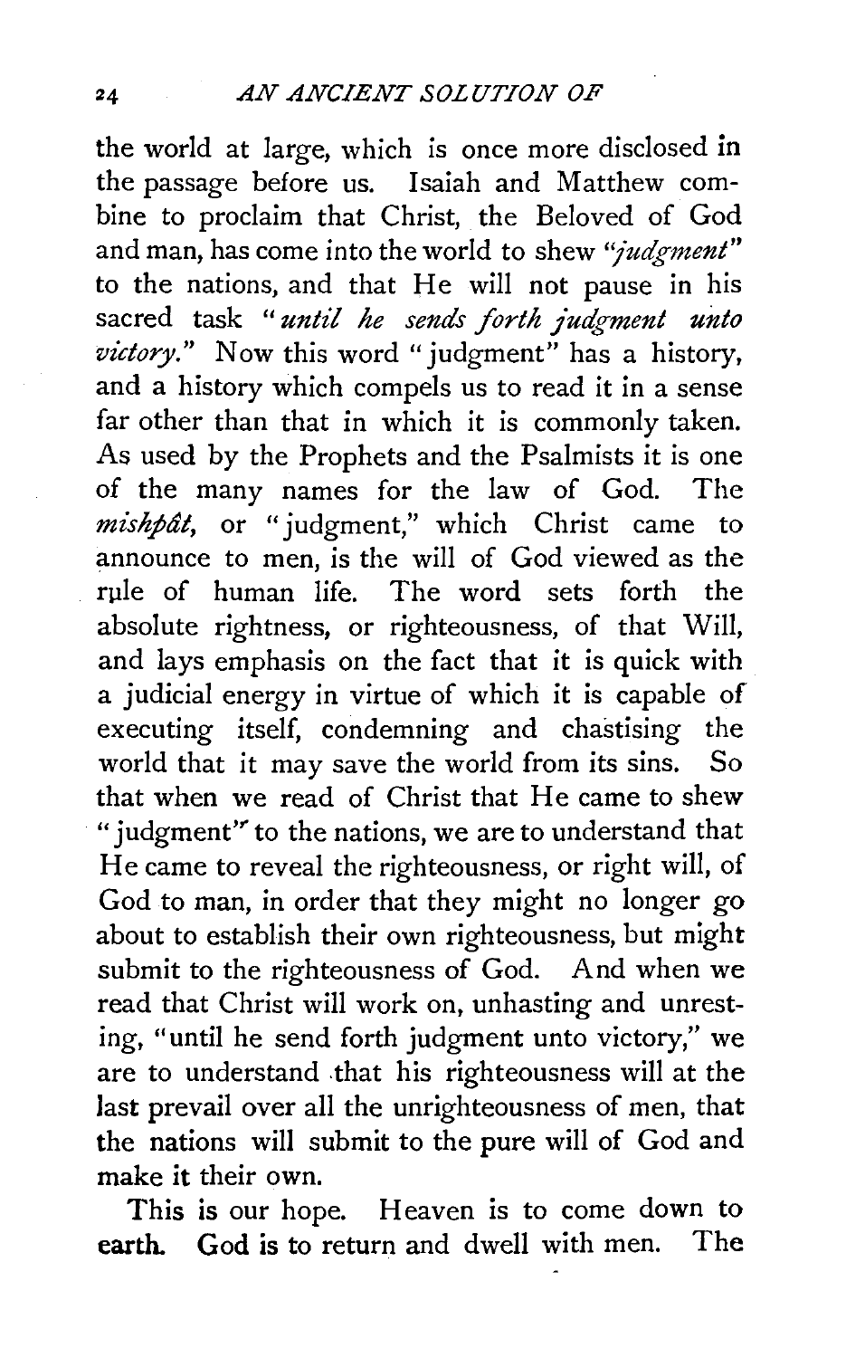the world at large, which is once more disclosed in the passage before us. Isaiah and Matthew combine to proclaim that Christ, the Beloved of God and man, has come into the world to shew *"judgment"* to the nations, and that He will not pause in his sacred task *"until he sends forth judgment unto victory."* Now this word "judgment" has a history, and a history which compels us to read it in a sense far other than that in which it is commonly taken. As used by the Prophets and the Psalmists it is one of the many names for the law of God. The *mishpât*, or "judgment," which Christ came to announce to men, is the will of God viewed as the rule of human life. The word sets forth the absolute rightness, or righteousness, of that Will, and lays emphasis on the fact that it is quick with a judicial energy in virtue of which it is capable of executing itself, condemning and chastising the world that it may save the world from its sins. So that when we read of Christ that He came to shew "judgment" to the nations, we are to understand that He came to reveal the righteousness, or right will, of God to man, in order that they might no longer go about to establish their own righteousness, but might submit to the righteousness of God. And when we read that Christ will work on, unhasting and unresting, "until he send forth judgment unto victory," we are to understand that his righteousness will at the last prevail over all the unrighteousness of men, that the nations will submit to the pure will of God and make it their own.

This is our hope. Heaven is to come down to earth. God is to return and dwell with men. The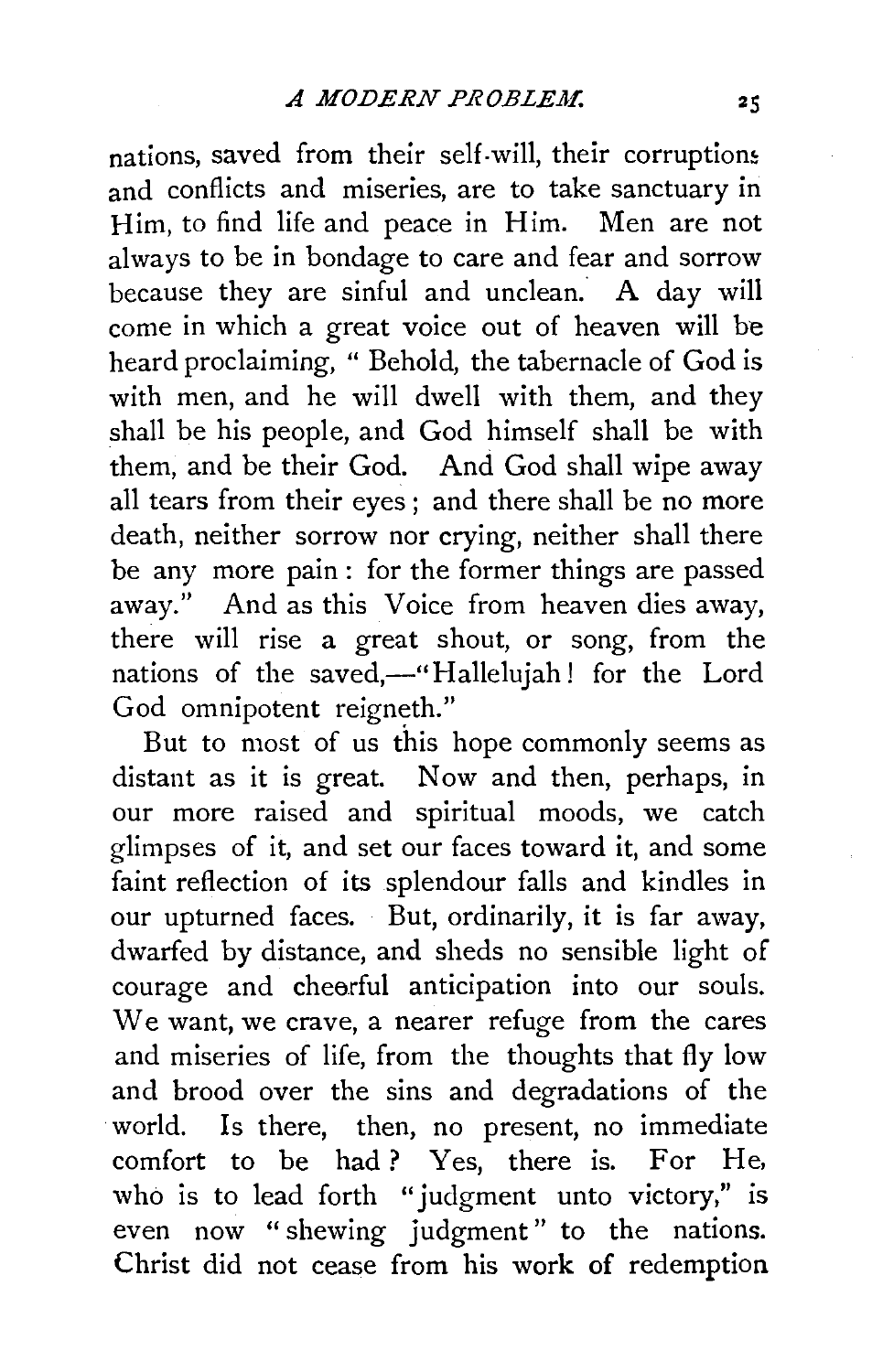nations, saved from their self-will, their corruptions and conflicts and miseries, are to take sanctuary in Him, to find life and peace in Him. Men are not always to be in bondage to care and fear and sorrow because they are sinful and unclean. A day will come in which a great voice out of heaven will be heard proclaiming, " Behold, the tabernacle of God is with men, and he will dwell with them, and they shall be his people, and God himself shall be with them, and be their God. And God shall wipe away all tears from their eyes; and there shall be no more death, neither sorrow nor crying, neither shall there be any more pain: for the former things are passed away." And as this Voice from heaven dies away, there will rise a great shout, or song, from the nations of the saved,—"Hallelujah! for the Lord God omnipotent reigneth."

But to most of us this hope commonly seems as distant as it is great. Now and then, perhaps, in our more raised and spiritual moods, we catch glimpses of it, and set our faces toward it, and some faint reflection of its splendour falls and kindles in our upturned faces. But, ordinarily, it is far away, dwarfed by distance, and sheds no sensible light of courage and cheerful anticipation into our souls. We want, we crave, a nearer refuge from the cares and miseries of life, from the thoughts that fly low and brood over the sins and degradations of the world. Is there, then, no present, no immediate comfort to be had? Yes, there is. For He, who is to lead forth "judgment unto victory," is even now "shewing judgment" to the nations. Christ did not cease from his work of redemption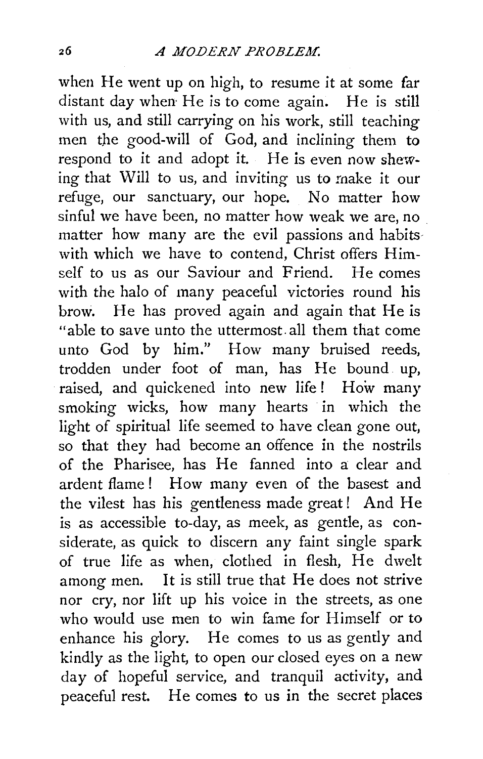when He went up on high, to resume it at some far distant day when He is to come again. He is still with us, and still carrying on his work, still teaching men the good-will of God, and inclining them to respond to it and adopt it. He is even now shewing that Will to us, and inviting us to make it our refuge, our sanctuary, our hope. No matter how sinful we have been, no matter how weak we are, no matter how many are the evil passions and habits with which we have to contend, Christ offers Himself to us as our Saviour and Friend. He comes with the halo of many peaceful victories round his brow. He has proved again and again that He is "able to save unto the uttermost all them that come unto God by him." How many bruised reeds, trodden under foot of man, has He bound up, raised, and quickened into new life! How many smoking wicks, how many hearts in which the light of spiritual life seemed to have clean gone out, so that they had become an offence in the nostrils of the Pharisee, has He fanned into a clear and ardent flame! How many even of the basest and the vilest has his gentleness made great! And He is as accessible to-day, as meek, as gentle, as considerate, as quick to discern any faint single spark of true life as when, clothed in flesh, He dwelt among men. It is still true that He does not strive nor cry, nor lift up his voice in the streets, as one who would use men to win fame for Himself or to enhance his glory. He comes to us as gently and kindly as the light, to open our closed eyes on a new day of hopeful service, and tranquil activity, and peaceful rest. He comes to us in the secret places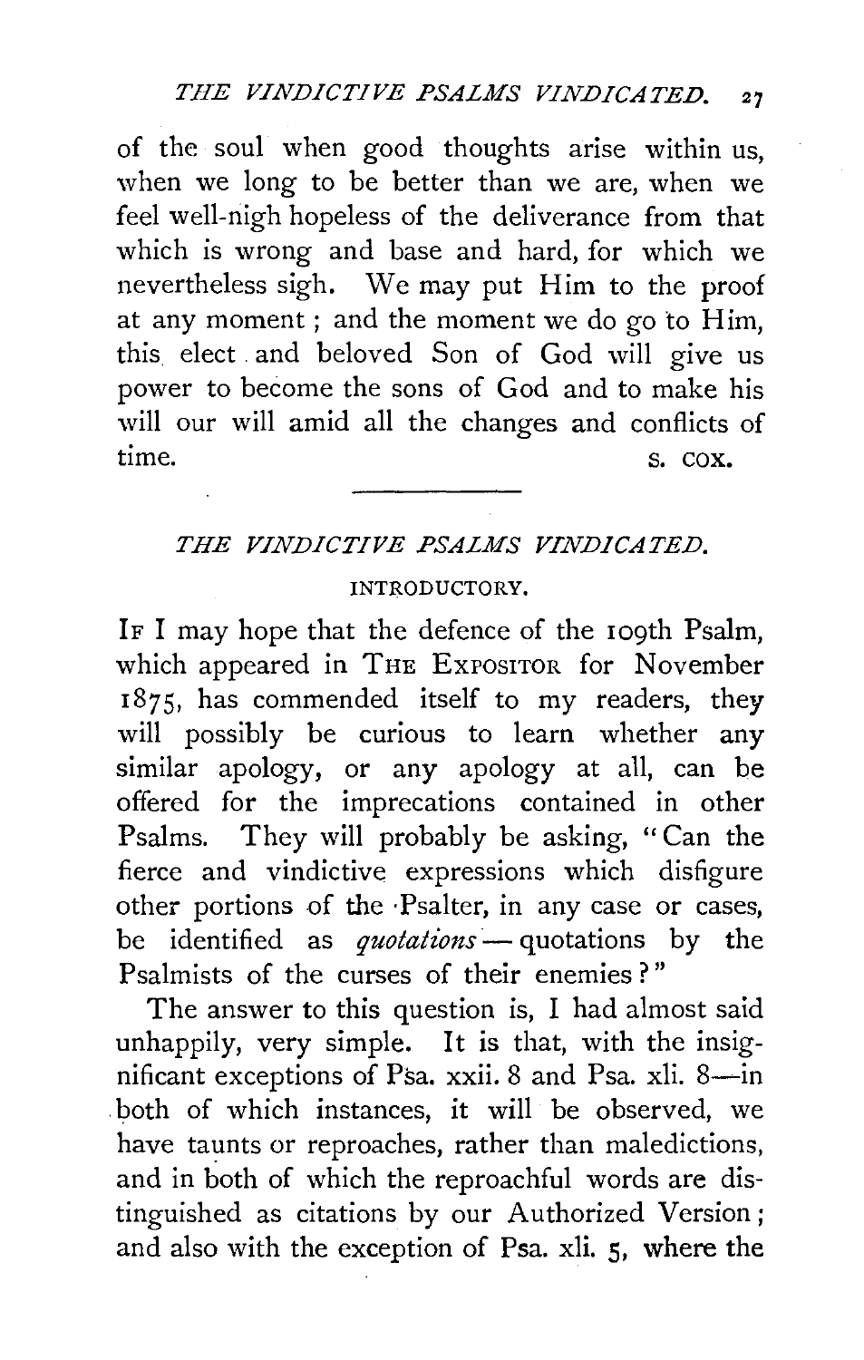of the soul when good thoughts arise within us, when we long to be better than we are, when we feel well-nigh hopeless of the deliverance from that which is wrong and base and hard, for which we nevertheless sigh. We may put Him to the proof at any moment; and the moment we do go to Him, this elect and beloved Son of God will give us power to become the sons of God and to make his will our will amid all the changes and conflicts of time.

S. COX.

---

## *THE VINDICTIVE PSALMS VINDICATED.*

### INTRODUCTORY.

If I may hope that the defence of the 109th Psalm, which appeared in The Expositor for November 1875, has commended itself to my readers, they will possibly be curious to learn whether any similar apology, or any apology at all, can be offered for the imprecations contained in other Psalms. They will probably be asking, "Can the fierce and vindictive expressions which disfigure other portions of the Psalter, in any case or cases, be identified as *quotations* — quotations by the Psalmists of the curses of their enemies?"

The answer to this question is, I had almost said unhappily, very simple. It is that, with the insignificant exceptions of Psa. xxii. 8 and Psa. xli. 8—in both of which instances, it will be observed, we have taunts or reproaches, rather than maledictions, and in both of which the reproachful words are distinguished as citations by our Authorized Version; and also with the exception of Psa. xli. 5, where the